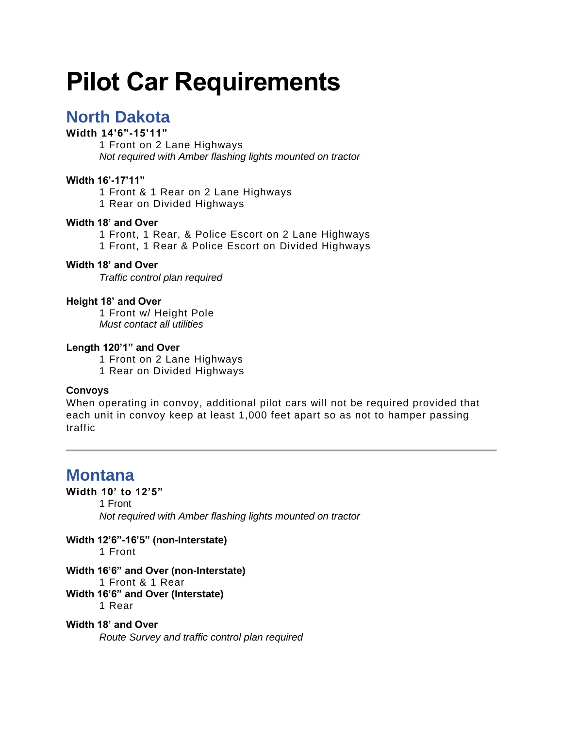# Pilot Car Requirements

## North Dakota

**Width 14'6"-15'11"**

1 Front on 2 Lane Highways
*Not required with Amber flashing lights mounted on tractor*

**Width 16'-17'11"**

1 Front & 1 Rear on 2 Lane Highways
1 Rear on Divided Highways

**Width 18' and Over**

1 Front, 1 Rear, & Police Escort on 2 Lane Highways
1 Front, 1 Rear & Police Escort on Divided Highways

**Width 18' and Over**

*Traffic control plan required*

**Height 18' and Over**

1 Front w/ Height Pole
*Must contact all utilities*

**Length 120'1" and Over**

1 Front on 2 Lane Highways
1 Rear on Divided Highways

**Convoys**

When operating in convoy, additional pilot cars will not be required provided that each unit in convoy keep at least 1,000 feet apart so as not to hamper passing traffic

---

## Montana

**Width 10' to 12'5"**

1 Front
*Not required with Amber flashing lights mounted on tractor*

**Width 12'6"-16'5" (non-Interstate)**

1 Front

**Width 16'6" and Over (non-Interstate)**

1 Front & 1 Rear

**Width 16'6" and Over (Interstate)**

1 Rear

**Width 18' and Over**

*Route Survey and traffic control plan required*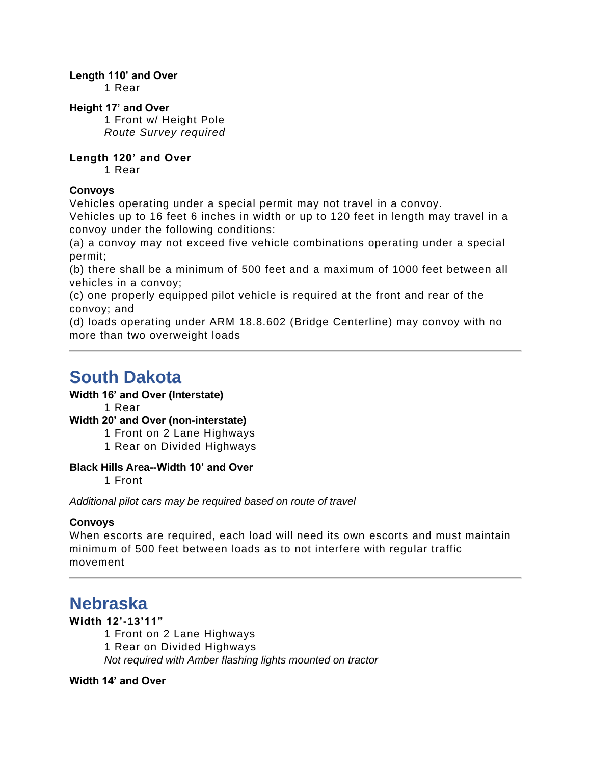**Length 110' and Over**

1 Rear

**Height 17' and Over**

1 Front w/ Height Pole
*Route Survey required*

**Length 120' and Over**

1 Rear

**Convoys**

Vehicles operating under a special permit may not travel in a convoy.
Vehicles up to 16 feet 6 inches in width or up to 120 feet in length may travel in a convoy under the following conditions:
(a) a convoy may not exceed five vehicle combinations operating under a special permit;
(b) there shall be a minimum of 500 feet and a maximum of 1000 feet between all vehicles in a convoy;
(c) one properly equipped pilot vehicle is required at the front and rear of the convoy; and
(d) loads operating under ARM 18.8.602 (Bridge Centerline) may convoy with no more than two overweight loads

---

## South Dakota

**Width 16' and Over (Interstate)**

1 Rear

**Width 20' and Over (non-interstate)**

1 Front on 2 Lane Highways
1 Rear on Divided Highways

**Black Hills Area--Width 10' and Over**

1 Front

*Additional pilot cars may be required based on route of travel*

**Convoys**

When escorts are required, each load will need its own escorts and must maintain minimum of 500 feet between loads as to not interfere with regular traffic movement

---

## Nebraska

**Width 12'-13'11"**

1 Front on 2 Lane Highways
1 Rear on Divided Highways
*Not required with Amber flashing lights mounted on tractor*

**Width 14' and Over**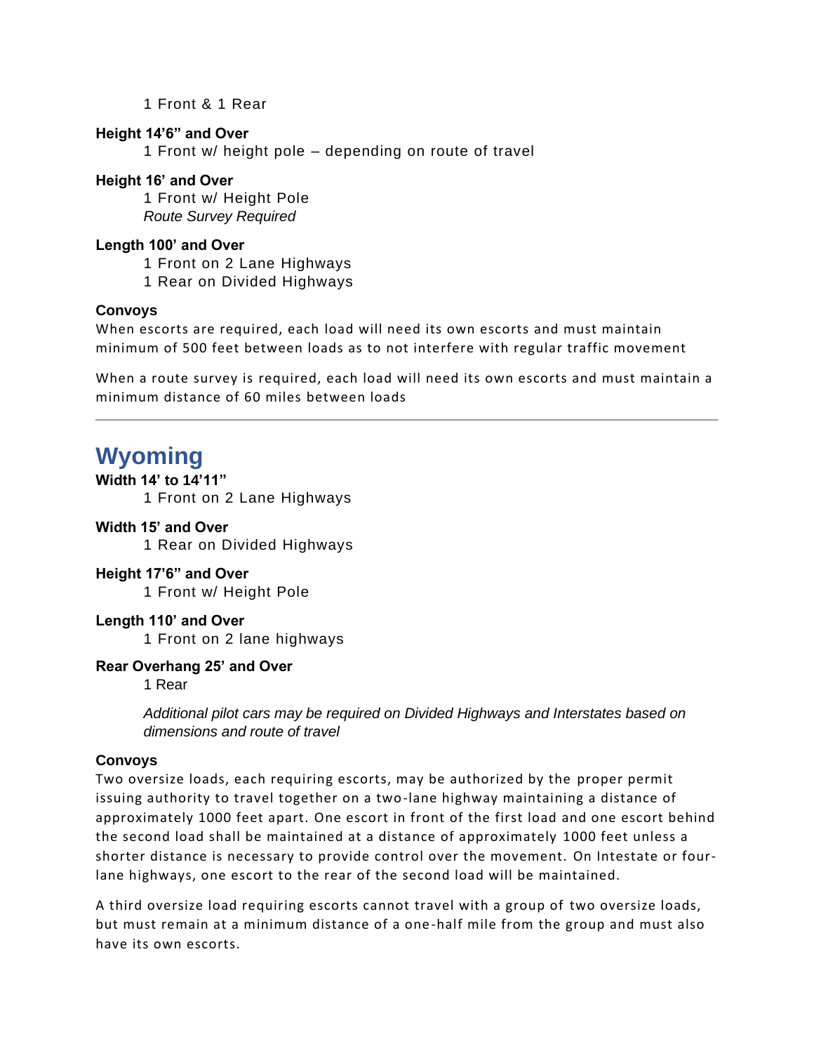1 Front & 1 Rear

**Height 14'6" and Over**

1 Front w/ height pole – depending on route of travel

**Height 16' and Over**

1 Front w/ Height Pole
*Route Survey Required*

**Length 100' and Over**

1 Front on 2 Lane Highways
1 Rear on Divided Highways

**Convoys**

When escorts are required, each load will need its own escorts and must maintain minimum of 500 feet between loads as to not interfere with regular traffic movement

When a route survey is required, each load will need its own escorts and must maintain a minimum distance of 60 miles between loads

---

# Wyoming

**Width 14' to 14'11"**

1 Front on 2 Lane Highways

**Width 15' and Over**

1 Rear on Divided Highways

**Height 17'6" and Over**

1 Front w/ Height Pole

**Length 110' and Over**

1 Front on 2 lane highways

**Rear Overhang 25' and Over**

1 Rear

*Additional pilot cars may be required on Divided Highways and Interstates based on dimensions and route of travel*

**Convoys**

Two oversize loads, each requiring escorts, may be authorized by the proper permit issuing authority to travel together on a two-lane highway maintaining a distance of approximately 1000 feet apart. One escort in front of the first load and one escort behind the second load shall be maintained at a distance of approximately 1000 feet unless a shorter distance is necessary to provide control over the movement. On Intestate or four-lane highways, one escort to the rear of the second load will be maintained.

A third oversize load requiring escorts cannot travel with a group of two oversize loads, but must remain at a minimum distance of a one-half mile from the group and must also have its own escorts.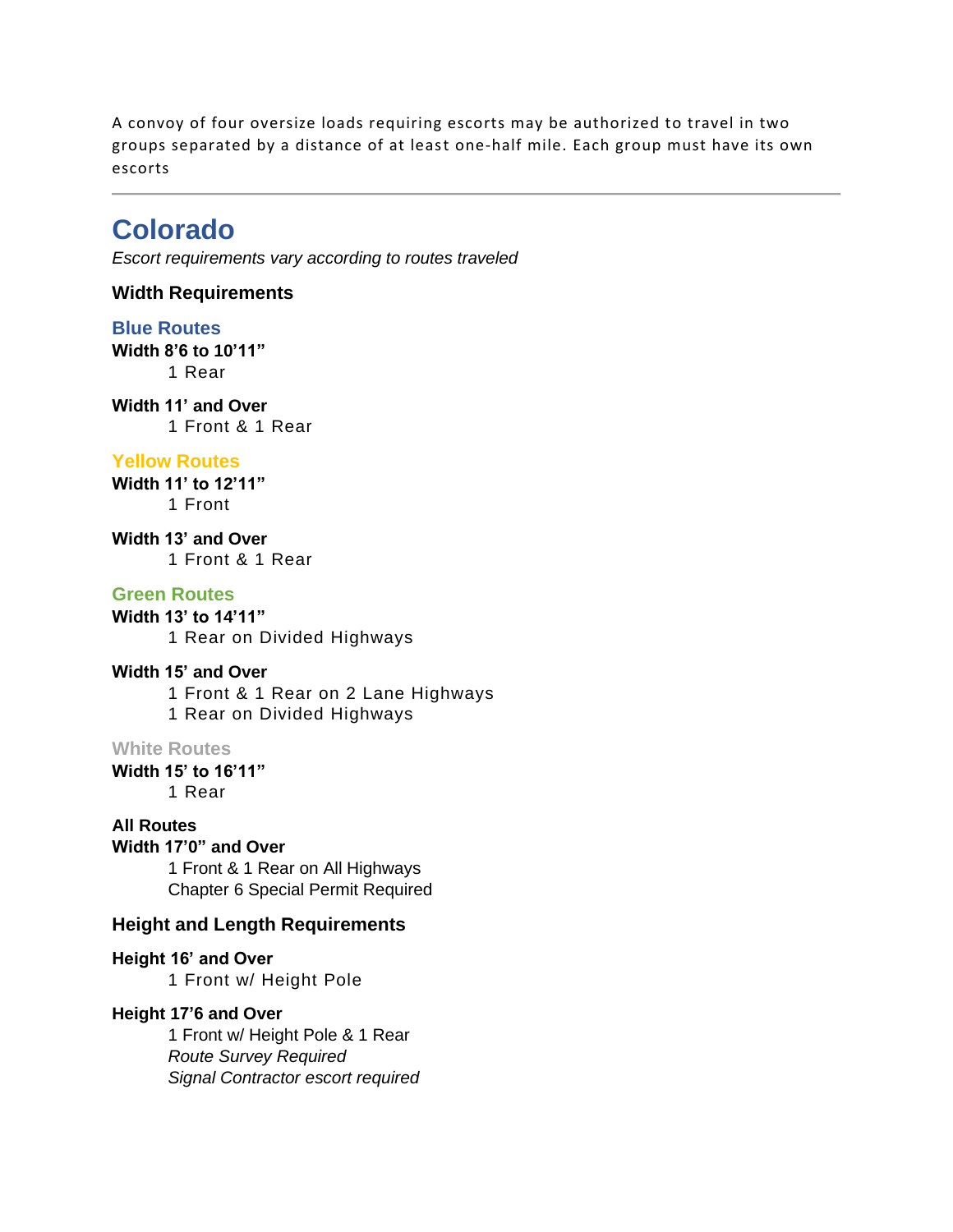A convoy of four oversize loads requiring escorts may be authorized to travel in two groups separated by a distance of at least one-half mile. Each group must have its own escorts

---

# Colorado

*Escort requirements vary according to routes traveled*

### Width Requirements

#### Blue Routes

**Width 8'6 to 10'11"**
1 Rear

**Width 11' and Over**
1 Front & 1 Rear

#### Yellow Routes

**Width 11' to 12'11"**
1 Front

**Width 13' and Over**
1 Front & 1 Rear

#### Green Routes

**Width 13' to 14'11"**
1 Rear on Divided Highways

**Width 15' and Over**
1 Front & 1 Rear on 2 Lane Highways
1 Rear on Divided Highways

#### White Routes

**Width 15' to 16'11"**
1 Rear

**All Routes**
**Width 17'0" and Over**
1 Front & 1 Rear on All Highways
Chapter 6 Special Permit Required

### Height and Length Requirements

**Height 16' and Over**
1 Front w/ Height Pole

**Height 17'6 and Over**
1 Front w/ Height Pole & 1 Rear
*Route Survey Required*
*Signal Contractor escort required*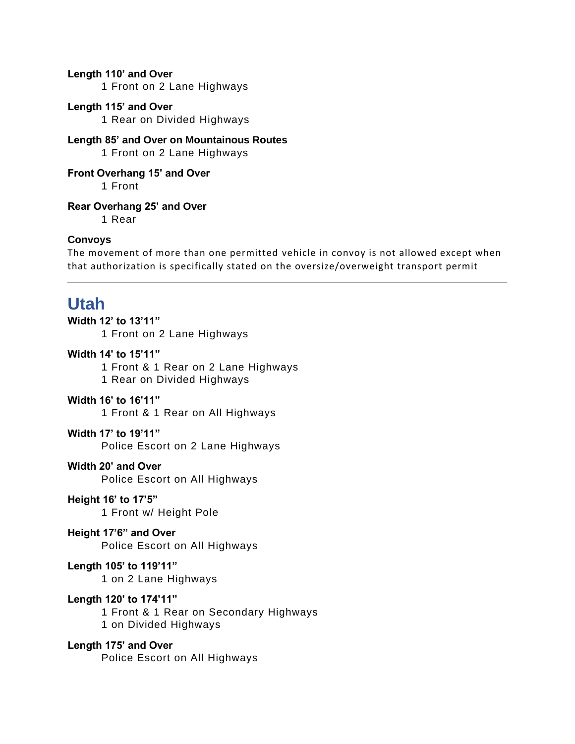**Length 110’ and Over**
1 Front on 2 Lane Highways

**Length 115’ and Over**
1 Rear on Divided Highways

**Length 85’ and Over on Mountainous Routes**
1 Front on 2 Lane Highways

**Front Overhang 15’ and Over**
1 Front

**Rear Overhang 25’ and Over**
1 Rear

**Convoys**
The movement of more than one permitted vehicle in convoy is not allowed except when that authorization is specifically stated on the oversize/overweight transport permit

---

## Utah

**Width 12’ to 13’11”**
1 Front on 2 Lane Highways

**Width 14’ to 15’11”**
1 Front & 1 Rear on 2 Lane Highways
1 Rear on Divided Highways

**Width 16’ to 16’11”**
1 Front & 1 Rear on All Highways

**Width 17’ to 19’11”**
Police Escort on 2 Lane Highways

**Width 20’ and Over**
Police Escort on All Highways

**Height 16’ to 17’5”**
1 Front w/ Height Pole

**Height 17’6” and Over**
Police Escort on All Highways

**Length 105’ to 119’11”**
1 on 2 Lane Highways

**Length 120’ to 174’11”**
1 Front & 1 Rear on Secondary Highways
1 on Divided Highways

**Length 175’ and Over**
Police Escort on All Highways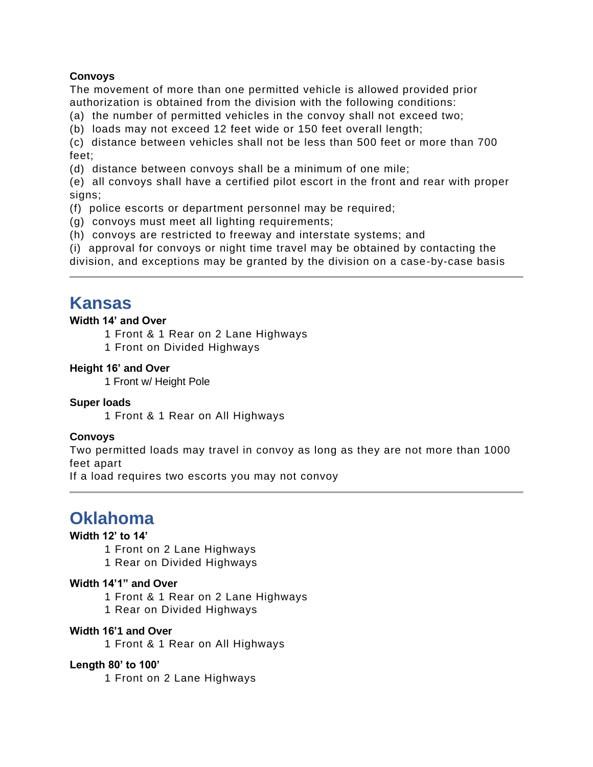**Convoys**

The movement of more than one permitted vehicle is allowed provided prior authorization is obtained from the division with the following conditions:

(a) the number of permitted vehicles in the convoy shall not exceed two;
(b) loads may not exceed 12 feet wide or 150 feet overall length;
(c) distance between vehicles shall not be less than 500 feet or more than 700 feet;
(d) distance between convoys shall be a minimum of one mile;
(e) all convoys shall have a certified pilot escort in the front and rear with proper signs;
(f) police escorts or department personnel may be required;
(g) convoys must meet all lighting requirements;
(h) convoys are restricted to freeway and interstate systems; and
(i) approval for convoys or night time travel may be obtained by contacting the division, and exceptions may be granted by the division on a case-by-case basis

---

## Kansas

**Width 14' and Over**

1 Front & 1 Rear on 2 Lane Highways
1 Front on Divided Highways

**Height 16' and Over**

1 Front w/ Height Pole

**Super loads**

1 Front & 1 Rear on All Highways

**Convoys**

Two permitted loads may travel in convoy as long as they are not more than 1000 feet apart
If a load requires two escorts you may not convoy

---

## Oklahoma

**Width 12' to 14'**

1 Front on 2 Lane Highways
1 Rear on Divided Highways

**Width 14'1" and Over**

1 Front & 1 Rear on 2 Lane Highways
1 Rear on Divided Highways

**Width 16'1 and Over**

1 Front & 1 Rear on All Highways

**Length 80' to 100'**

1 Front on 2 Lane Highways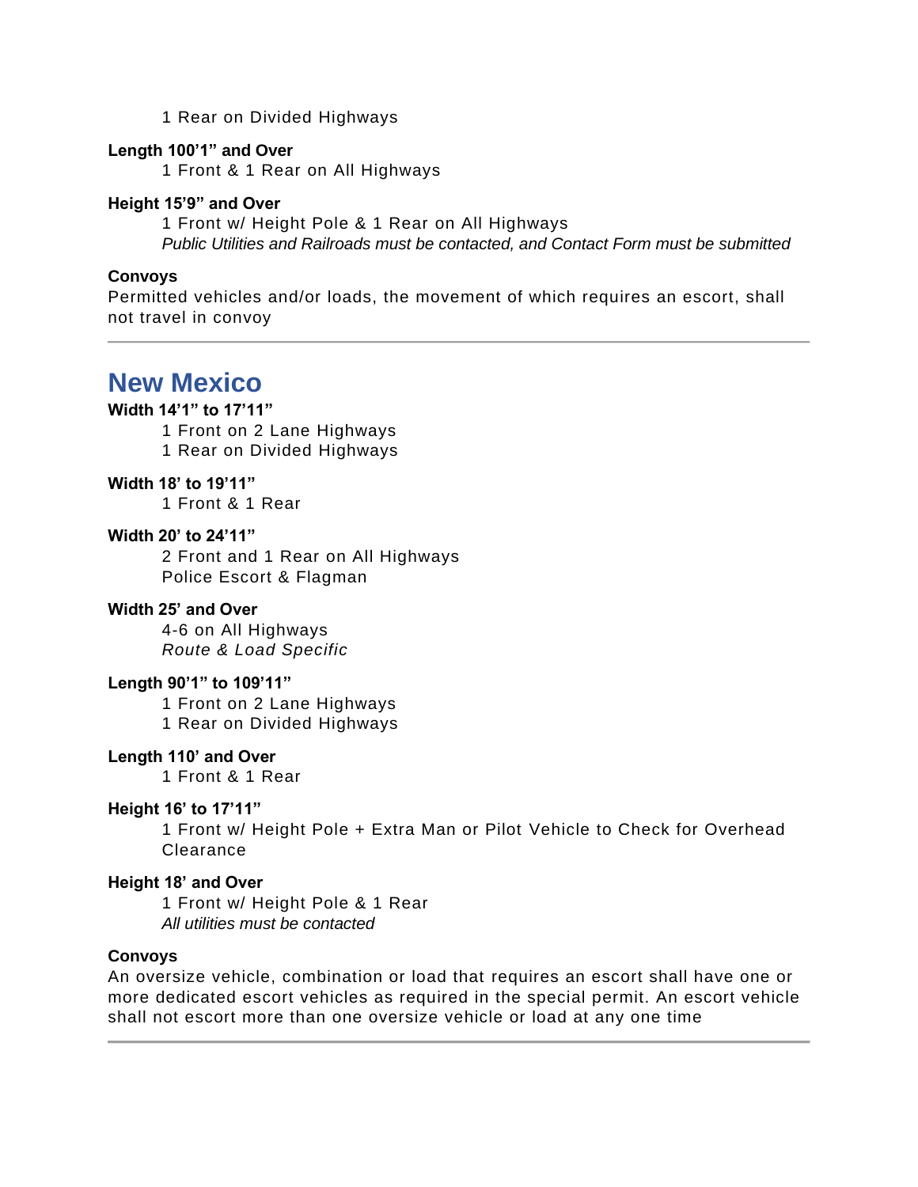1 Rear on Divided Highways

**Length 100’1” and Over**

1 Front & 1 Rear on All Highways

**Height 15’9” and Over**

1 Front w/ Height Pole & 1 Rear on All Highways

*Public Utilities and Railroads must be contacted, and Contact Form must be submitted*

**Convoys**

Permitted vehicles and/or loads, the movement of which requires an escort, shall not travel in convoy

---

## New Mexico

**Width 14’1” to 17’11”**

1 Front on 2 Lane Highways
1 Rear on Divided Highways

**Width 18’ to 19’11”**

1 Front & 1 Rear

**Width 20’ to 24’11”**

2 Front and 1 Rear on All Highways
Police Escort & Flagman

**Width 25’ and Over**

4-6 on All Highways
*Route & Load Specific*

**Length 90’1” to 109’11”**

1 Front on 2 Lane Highways
1 Rear on Divided Highways

**Length 110’ and Over**

1 Front & 1 Rear

**Height 16’ to 17’11”**

1 Front w/ Height Pole + Extra Man or Pilot Vehicle to Check for Overhead Clearance

**Height 18’ and Over**

1 Front w/ Height Pole & 1 Rear
*All utilities must be contacted*

**Convoys**

An oversize vehicle, combination or load that requires an escort shall have one or more dedicated escort vehicles as required in the special permit. An escort vehicle shall not escort more than one oversize vehicle or load at any one time

---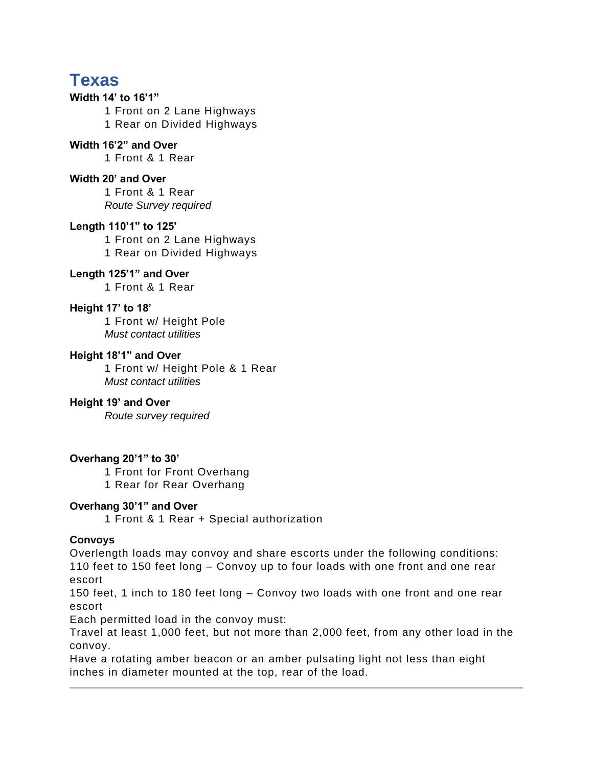# Texas

**Width 14' to 16'1"**

1 Front on 2 Lane Highways
1 Rear on Divided Highways

**Width 16'2" and Over**

1 Front & 1 Rear

**Width 20' and Over**

1 Front & 1 Rear
*Route Survey required*

**Length 110'1" to 125'**

1 Front on 2 Lane Highways
1 Rear on Divided Highways

**Length 125'1" and Over**

1 Front & 1 Rear

**Height 17' to 18'**

1 Front w/ Height Pole
*Must contact utilities*

**Height 18'1" and Over**

1 Front w/ Height Pole & 1 Rear
*Must contact utilities*

**Height 19' and Over**

*Route survey required*

**Overhang 20'1" to 30'**

1 Front for Front Overhang
1 Rear for Rear Overhang

**Overhang 30'1" and Over**

1 Front & 1 Rear + Special authorization

**Convoys**

Overlength loads may convoy and share escorts under the following conditions:
110 feet to 150 feet long – Convoy up to four loads with one front and one rear escort
150 feet, 1 inch to 180 feet long – Convoy two loads with one front and one rear escort
Each permitted load in the convoy must:
Travel at least 1,000 feet, but not more than 2,000 feet, from any other load in the convoy.
Have a rotating amber beacon or an amber pulsating light not less than eight inches in diameter mounted at the top, rear of the load.

---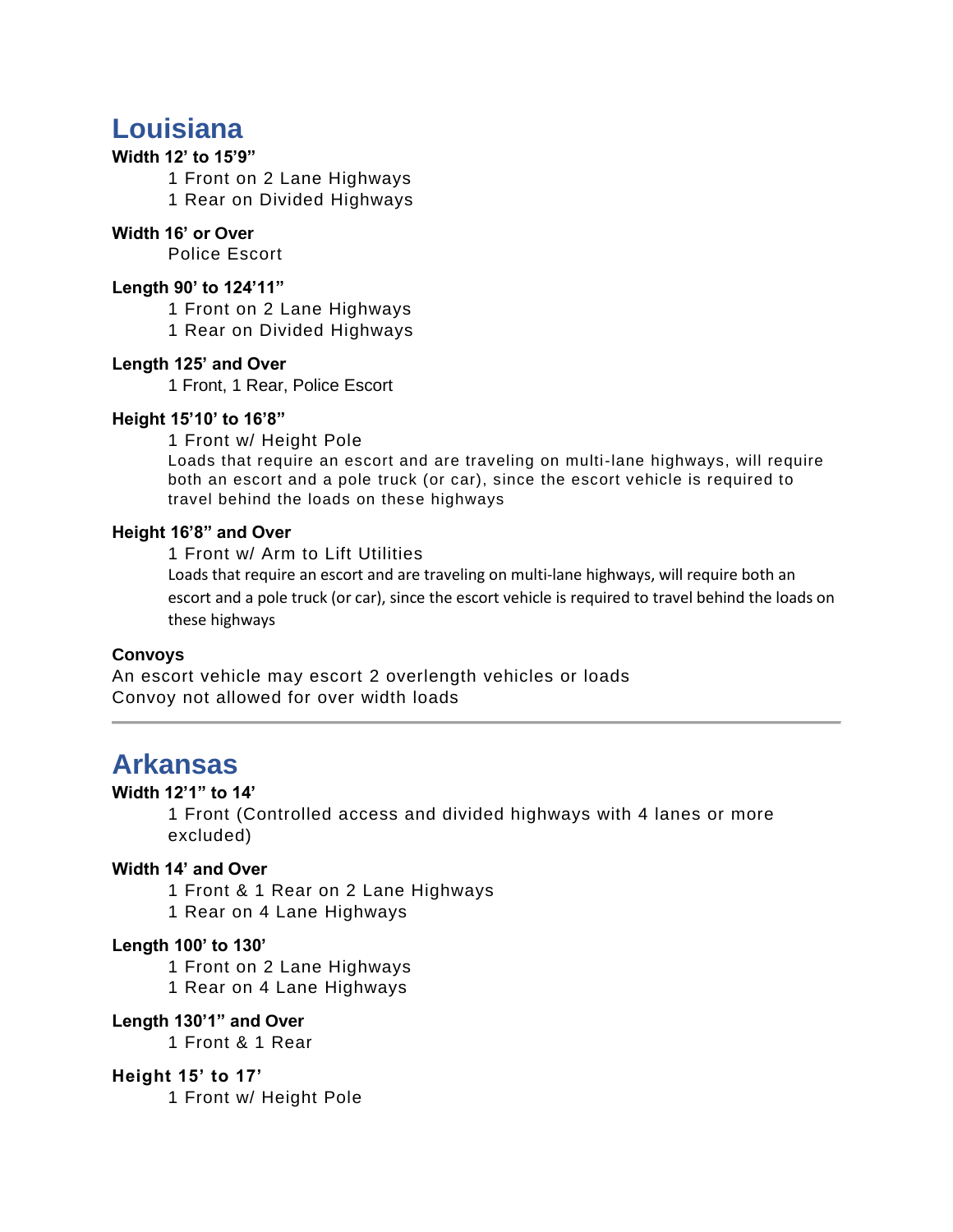## Louisiana

**Width 12' to 15'9"**

1 Front on 2 Lane Highways
1 Rear on Divided Highways

**Width 16' or Over**

Police Escort

**Length 90' to 124'11"**

1 Front on 2 Lane Highways
1 Rear on Divided Highways

**Length 125' and Over**

1 Front, 1 Rear, Police Escort

**Height 15'10' to 16'8"**

1 Front w/ Height Pole
Loads that require an escort and are traveling on multi-lane highways, will require both an escort and a pole truck (or car), since the escort vehicle is required to travel behind the loads on these highways

**Height 16'8" and Over**

1 Front w/ Arm to Lift Utilities
Loads that require an escort and are traveling on multi-lane highways, will require both an escort and a pole truck (or car), since the escort vehicle is required to travel behind the loads on these highways

**Convoys**

An escort vehicle may escort 2 overlength vehicles or loads
Convoy not allowed for over width loads

---

## Arkansas

**Width 12'1" to 14'**

1 Front (Controlled access and divided highways with 4 lanes or more excluded)

**Width 14' and Over**

1 Front & 1 Rear on 2 Lane Highways
1 Rear on 4 Lane Highways

**Length 100' to 130'**

1 Front on 2 Lane Highways
1 Rear on 4 Lane Highways

**Length 130'1" and Over**

1 Front & 1 Rear

**Height 15' to 17'**

1 Front w/ Height Pole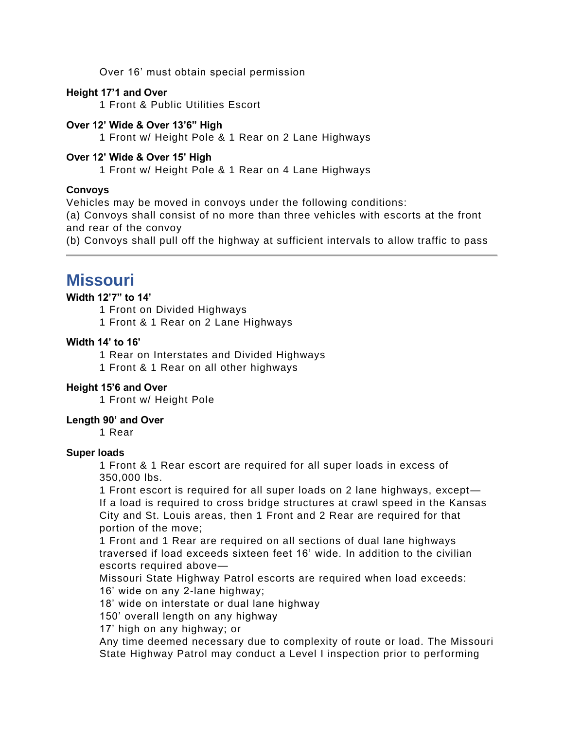Over 16’ must obtain special permission

**Height 17’1 and Over**

1 Front & Public Utilities Escort

**Over 12’ Wide & Over 13’6” High**

1 Front w/ Height Pole & 1 Rear on 2 Lane Highways

**Over 12’ Wide & Over 15’ High**

1 Front w/ Height Pole & 1 Rear on 4 Lane Highways

**Convoys**

Vehicles may be moved in convoys under the following conditions:
(a) Convoys shall consist of no more than three vehicles with escorts at the front and rear of the convoy
(b) Convoys shall pull off the highway at sufficient intervals to allow traffic to pass

---

## Missouri

**Width 12’7” to 14’**

1 Front on Divided Highways
1 Front & 1 Rear on 2 Lane Highways

**Width 14’ to 16’**

1 Rear on Interstates and Divided Highways
1 Front & 1 Rear on all other highways

**Height 15’6 and Over**

1 Front w/ Height Pole

**Length 90’ and Over**

1 Rear

**Super loads**

1 Front & 1 Rear escort are required for all super loads in excess of 350,000 lbs.
1 Front escort is required for all super loads on 2 lane highways, except—If a load is required to cross bridge structures at crawl speed in the Kansas City and St. Louis areas, then 1 Front and 2 Rear are required for that portion of the move;
1 Front and 1 Rear are required on all sections of dual lane highways traversed if load exceeds sixteen feet 16’ wide. In addition to the civilian escorts required above—
Missouri State Highway Patrol escorts are required when load exceeds:
16’ wide on any 2-lane highway;
18’ wide on interstate or dual lane highway
150’ overall length on any highway
17’ high on any highway; or
Any time deemed necessary due to complexity of route or load. The Missouri State Highway Patrol may conduct a Level I inspection prior to performing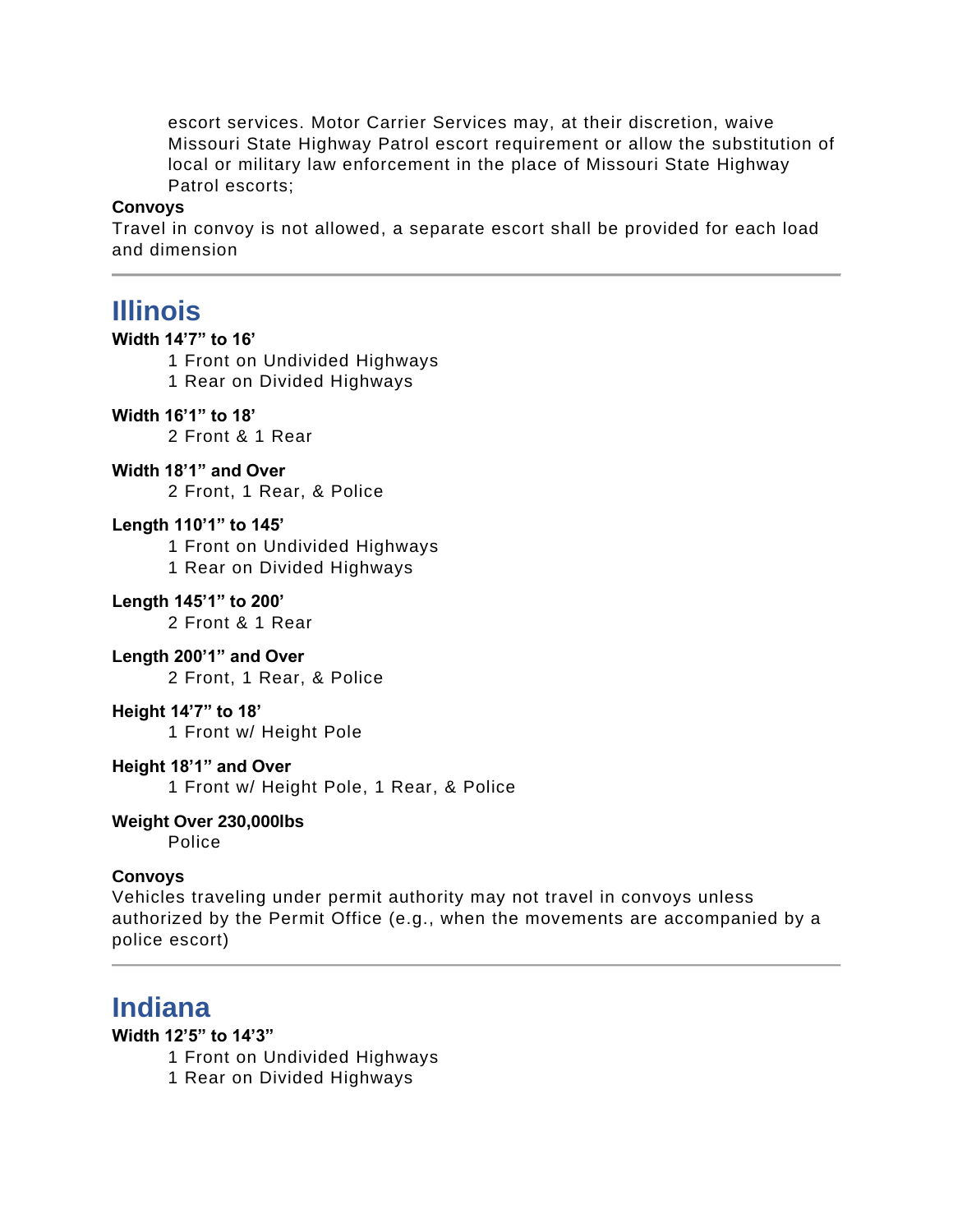escort services. Motor Carrier Services may, at their discretion, waive Missouri State Highway Patrol escort requirement or allow the substitution of local or military law enforcement in the place of Missouri State Highway Patrol escorts;

**Convoys**

Travel in convoy is not allowed, a separate escort shall be provided for each load and dimension

---

## Illinois

**Width 14’7” to 16’**

1 Front on Undivided Highways
1 Rear on Divided Highways

**Width 16’1” to 18’**

2 Front & 1 Rear

**Width 18’1” and Over**

2 Front, 1 Rear, & Police

**Length 110’1” to 145’**

1 Front on Undivided Highways
1 Rear on Divided Highways

**Length 145’1” to 200’**

2 Front & 1 Rear

**Length 200’1” and Over**

2 Front, 1 Rear, & Police

**Height 14’7” to 18’**

1 Front w/ Height Pole

**Height 18’1” and Over**

1 Front w/ Height Pole, 1 Rear, & Police

**Weight Over 230,000lbs**

Police

**Convoys**

Vehicles traveling under permit authority may not travel in convoys unless authorized by the Permit Office (e.g., when the movements are accompanied by a police escort)

---

## Indiana

**Width 12’5” to 14’3”**

1 Front on Undivided Highways
1 Rear on Divided Highways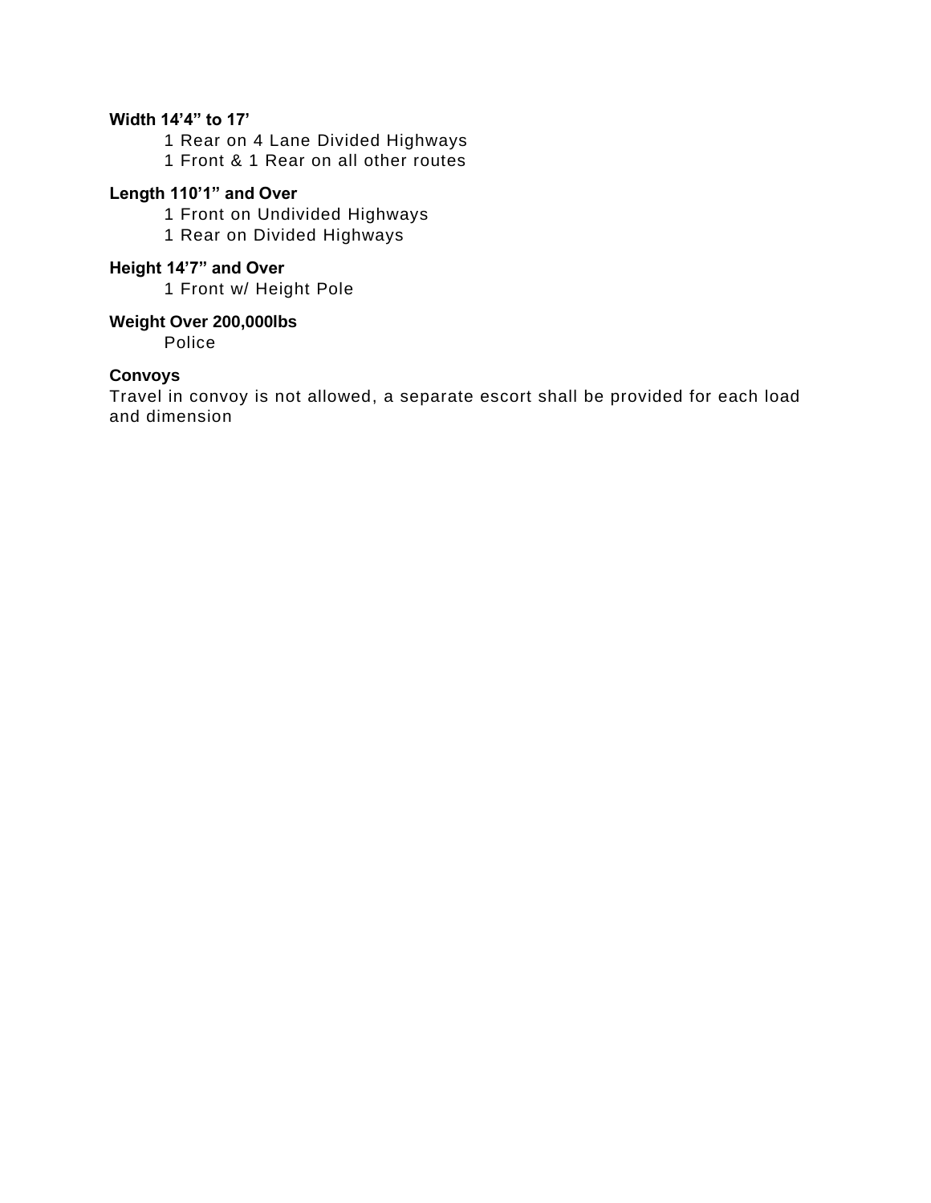**Width 14’4” to 17’**

1 Rear on 4 Lane Divided Highways
1 Front & 1 Rear on all other routes

**Length 110’1” and Over**

1 Front on Undivided Highways
1 Rear on Divided Highways

**Height 14’7” and Over**

1 Front w/ Height Pole

**Weight Over 200,000lbs**

Police

**Convoys**

Travel in convoy is not allowed, a separate escort shall be provided for each load and dimension